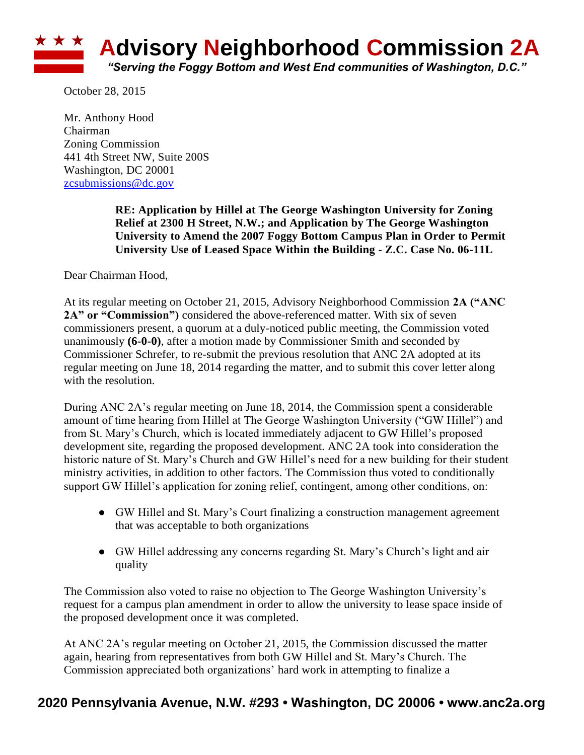# Advisory Neighborhood Commission 2A

*"Serving the Foggy Bottom and West End communities of Washington, D.C."*

October 28, 2015

Mr. Anthony Hood
Chairman
Zoning Commission
441 4th Street NW, Suite 200S
Washington, DC 20001
zcsubmissions@dc.gov

**RE: Application by Hillel at The George Washington University for Zoning Relief at 2300 H Street, N.W.; and Application by The George Washington University to Amend the 2007 Foggy Bottom Campus Plan in Order to Permit University Use of Leased Space Within the Building - Z.C. Case No. 06-11L**

Dear Chairman Hood,

At its regular meeting on October 21, 2015, Advisory Neighborhood Commission **2A ("ANC 2A" or "Commission")** considered the above-referenced matter. With six of seven commissioners present, a quorum at a duly-noticed public meeting, the Commission voted unanimously **(6-0-0)**, after a motion made by Commissioner Smith and seconded by Commissioner Schrefer, to re-submit the previous resolution that ANC 2A adopted at its regular meeting on June 18, 2014 regarding the matter, and to submit this cover letter along with the resolution.

During ANC 2A's regular meeting on June 18, 2014, the Commission spent a considerable amount of time hearing from Hillel at The George Washington University ("GW Hillel") and from St. Mary's Church, which is located immediately adjacent to GW Hillel's proposed development site, regarding the proposed development. ANC 2A took into consideration the historic nature of St. Mary's Church and GW Hillel's need for a new building for their student ministry activities, in addition to other factors. The Commission thus voted to conditionally support GW Hillel's application for zoning relief, contingent, among other conditions, on:

- GW Hillel and St. Mary's Court finalizing a construction management agreement that was acceptable to both organizations
- GW Hillel addressing any concerns regarding St. Mary's Church's light and air quality

The Commission also voted to raise no objection to The George Washington University's request for a campus plan amendment in order to allow the university to lease space inside of the proposed development once it was completed.

At ANC 2A's regular meeting on October 21, 2015, the Commission discussed the matter again, hearing from representatives from both GW Hillel and St. Mary's Church. The Commission appreciated both organizations' hard work in attempting to finalize a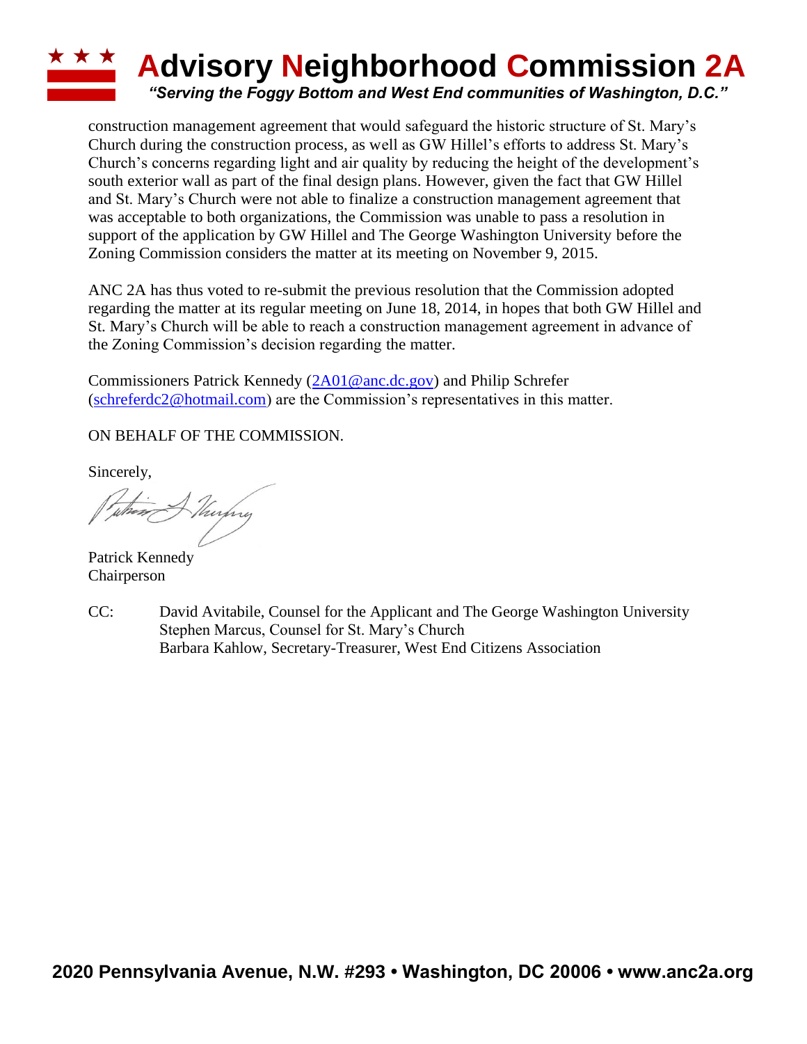construction management agreement that would safeguard the historic structure of St. Mary's Church during the construction process, as well as GW Hillel's efforts to address St. Mary's Church's concerns regarding light and air quality by reducing the height of the development's south exterior wall as part of the final design plans. However, given the fact that GW Hillel and St. Mary's Church were not able to finalize a construction management agreement that was acceptable to both organizations, the Commission was unable to pass a resolution in support of the application by GW Hillel and The George Washington University before the Zoning Commission considers the matter at its meeting on November 9, 2015.

ANC 2A has thus voted to re-submit the previous resolution that the Commission adopted regarding the matter at its regular meeting on June 18, 2014, in hopes that both GW Hillel and St. Mary's Church will be able to reach a construction management agreement in advance of the Zoning Commission's decision regarding the matter.

Commissioners Patrick Kennedy (2A01@anc.dc.gov) and Philip Schrefer (schreferdc2@hotmail.com) are the Commission's representatives in this matter.

ON BEHALF OF THE COMMISSION.

Sincerely,

Patrick Kennedy
Chairperson

CC: David Avitabile, Counsel for the Applicant and The George Washington University
Stephen Marcus, Counsel for St. Mary's Church
Barbara Kahlow, Secretary-Treasurer, West End Citizens Association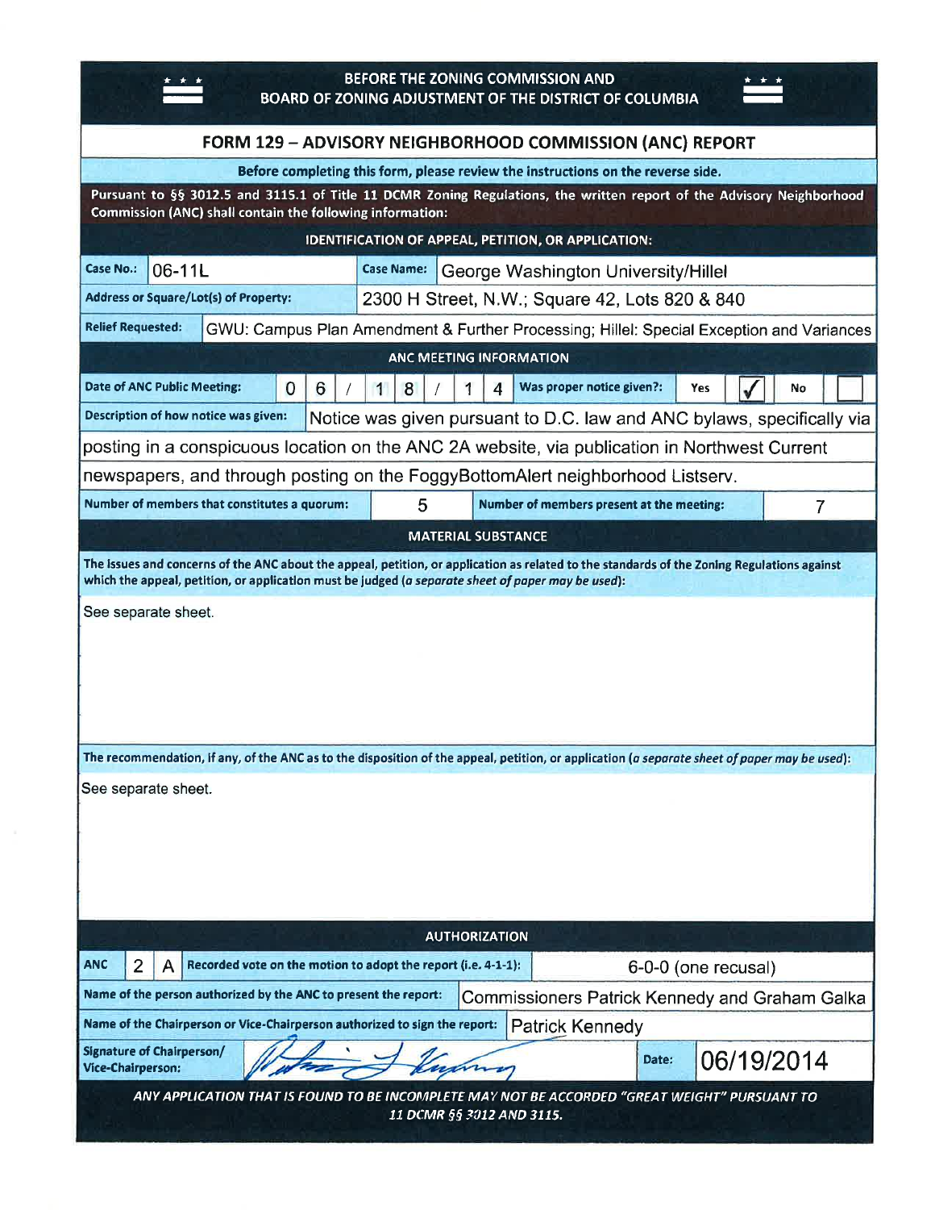# BEFORE THE ZONING COMMISSION AND BOARD OF ZONING ADJUSTMENT OF THE DISTRICT OF COLUMBIA

## FORM 129 – ADVISORY NEIGHBORHOOD COMMISSION (ANC) REPORT

**Before completing this form, please review the instructions on the reverse side.**

**Pursuant to §§ 3012.5 and 3115.1 of Title 11 DCMR Zoning Regulations, the written report of the Advisory Neighborhood Commission (ANC) shall contain the following information:**

### IDENTIFICATION OF APPEAL, PETITION, OR APPLICATION:

| | | | |
|---|---|---|---|
| **Case No.:** | 06-11L | **Case Name:** | George Washington University/Hillel |
| **Address or Square/Lot(s) of Property:** | 2300 H Street, N.W.; Square 42, Lots 820 & 840 | | |
| **Relief Requested:** | GWU: Campus Plan Amendment & Further Processing; Hillel: Special Exception and Variances | | |

### ANC MEETING INFORMATION

| | | | |
|---|---|---|---|
| **Date of ANC Public Meeting:** | 06/18/14 | **Was proper notice given?:** | Yes ✓ No ☐ |

**Description of how notice was given:** Notice was given pursuant to D.C. law and ANC bylaws, specifically via posting in a conspicuous location on the ANC 2A website, via publication in Northwest Current newspapers, and through posting on the FoggyBottomAlert neighborhood Listserv.

| | | | |
|---|---|---|---|
| **Number of members that constitutes a quorum:** | 5 | **Number of members present at the meeting:** | 7 |

### MATERIAL SUBSTANCE

**The issues and concerns of the ANC about the appeal, petition, or application as related to the standards of the Zoning Regulations against which the appeal, petition, or application must be judged (*a separate sheet of paper may be used*):**

See separate sheet.

**The recommendation, if any, of the ANC as to the disposition of the appeal, petition, or application (*a separate sheet of paper may be used*):**

See separate sheet.

### AUTHORIZATION

| | |
|---|---|
| **ANC** 2A **Recorded vote on the motion to adopt the report (i.e. 4-1-1):** | 6-0-0 (one recusal) |
| **Name of the person authorized by the ANC to present the report:** | Commissioners Patrick Kennedy and Graham Galka |
| **Name of the Chairperson or Vice-Chairperson authorized to sign the report:** | Patrick Kennedy |
| **Signature of Chairperson/ Vice-Chairperson:** [signature] | **Date:** 06/19/2014 |

***ANY APPLICATION THAT IS FOUND TO BE INCOMPLETE MAY NOT BE ACCORDED "GREAT WEIGHT" PURSUANT TO 11 DCMR §§ 3012 AND 3115.***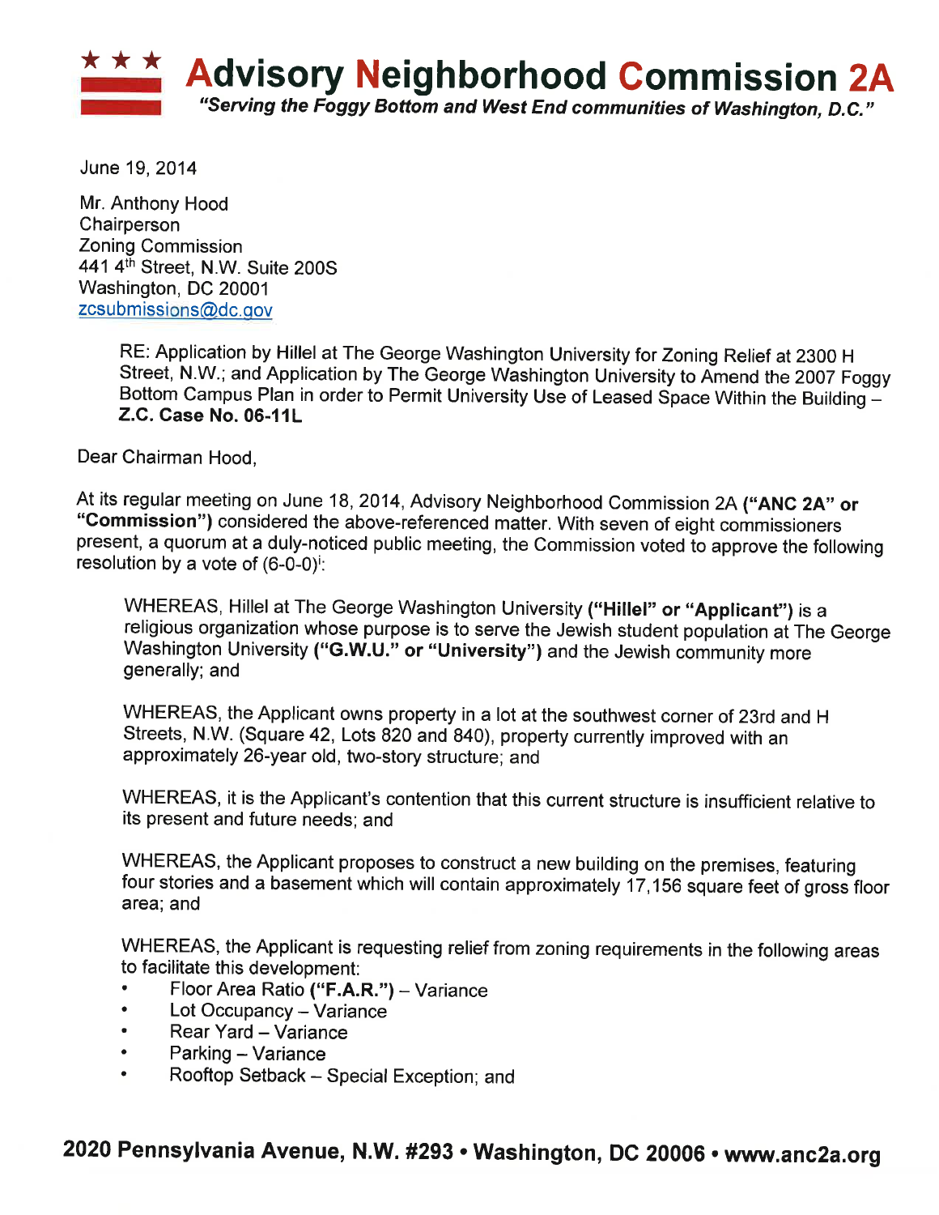# Advisory Neighborhood Commission 2A

*"Serving the Foggy Bottom and West End communities of Washington, D.C."*

June 19, 2014

Mr. Anthony Hood
Chairperson
Zoning Commission
441 4th Street, N.W. Suite 200S
Washington, DC 20001
zcsubmissions@dc.gov

> RE: Application by Hillel at The George Washington University for Zoning Relief at 2300 H Street, N.W.; and Application by The George Washington University to Amend the 2007 Foggy Bottom Campus Plan in order to Permit University Use of Leased Space Within the Building – **Z.C. Case No. 06-11L**

Dear Chairman Hood,

At its regular meeting on June 18, 2014, Advisory Neighborhood Commission 2A **("ANC 2A" or "Commission")** considered the above-referenced matter. With seven of eight commissioners present, a quorum at a duly-noticed public meeting, the Commission voted to approve the following resolution by a vote of (6-0-0)[i]:

> WHEREAS, Hillel at The George Washington University **("Hillel" or "Applicant")** is a religious organization whose purpose is to serve the Jewish student population at The George Washington University **("G.W.U." or "University")** and the Jewish community more generally; and
>
> WHEREAS, the Applicant owns property in a lot at the southwest corner of 23rd and H Streets, N.W. (Square 42, Lots 820 and 840), property currently improved with an approximately 26-year old, two-story structure; and
>
> WHEREAS, it is the Applicant's contention that this current structure is insufficient relative to its present and future needs; and
>
> WHEREAS, the Applicant proposes to construct a new building on the premises, featuring four stories and a basement which will contain approximately 17,156 square feet of gross floor area; and
>
> WHEREAS, the Applicant is requesting relief from zoning requirements in the following areas to facilitate this development:
>
> - Floor Area Ratio **("F.A.R.")** – Variance
> - Lot Occupancy – Variance
> - Rear Yard – Variance
> - Parking – Variance
> - Rooftop Setback – Special Exception; and

**2020 Pennsylvania Avenue, N.W. #293 • Washington, DC 20006 • www.anc2a.org**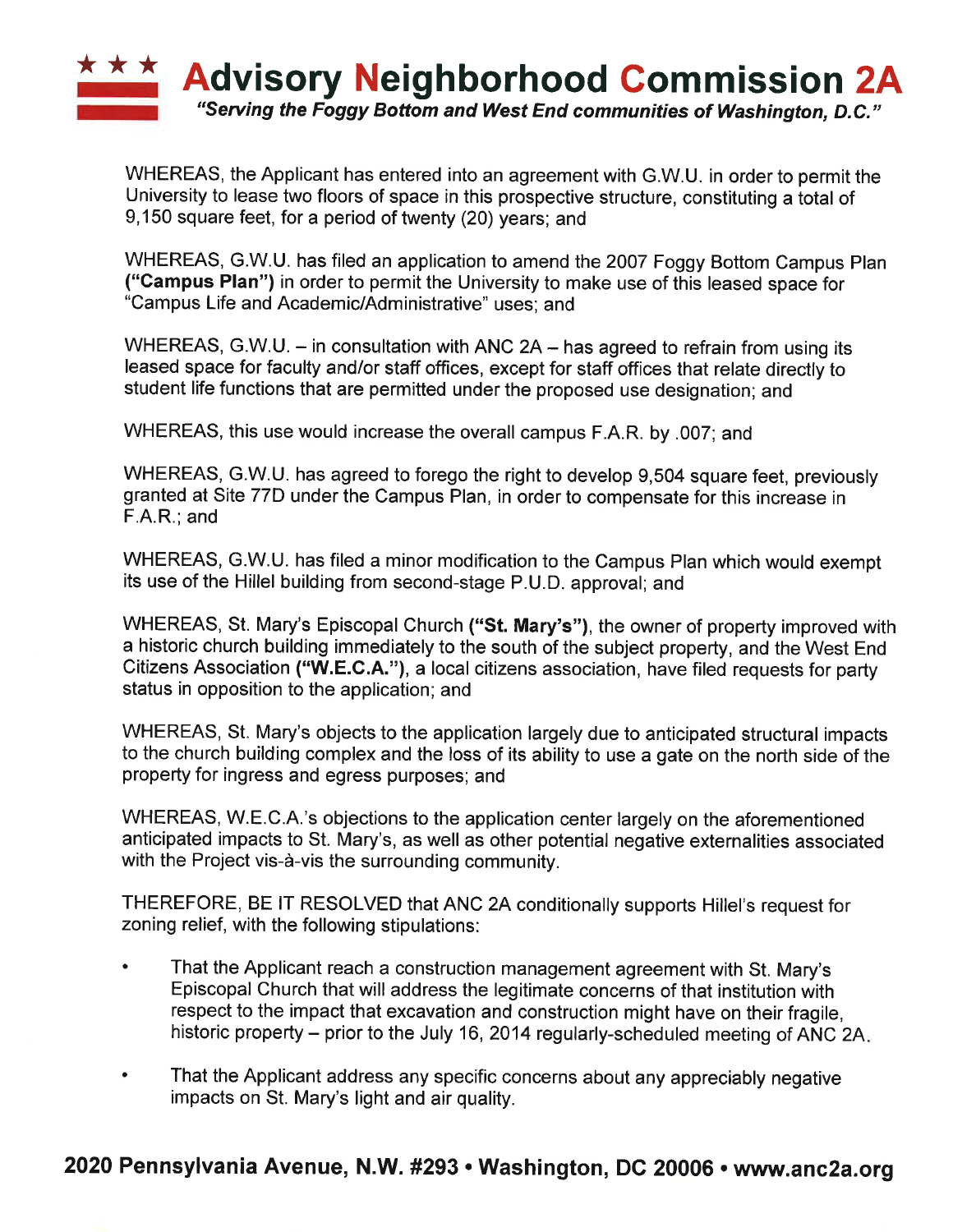WHEREAS, the Applicant has entered into an agreement with G.W.U. in order to permit the University to lease two floors of space in this prospective structure, constituting a total of 9,150 square feet, for a period of twenty (20) years; and

WHEREAS, G.W.U. has filed an application to amend the 2007 Foggy Bottom Campus Plan **("Campus Plan")** in order to permit the University to make use of this leased space for "Campus Life and Academic/Administrative" uses; and

WHEREAS, G.W.U. – in consultation with ANC 2A – has agreed to refrain from using its leased space for faculty and/or staff offices, except for staff offices that relate directly to student life functions that are permitted under the proposed use designation; and

WHEREAS, this use would increase the overall campus F.A.R. by .007; and

WHEREAS, G.W.U. has agreed to forego the right to develop 9,504 square feet, previously granted at Site 77D under the Campus Plan, in order to compensate for this increase in F.A.R.; and

WHEREAS, G.W.U. has filed a minor modification to the Campus Plan which would exempt its use of the Hillel building from second-stage P.U.D. approval; and

WHEREAS, St. Mary's Episcopal Church **("St. Mary's")**, the owner of property improved with a historic church building immediately to the south of the subject property, and the West End Citizens Association **("W.E.C.A.")**, a local citizens association, have filed requests for party status in opposition to the application; and

WHEREAS, St. Mary's objects to the application largely due to anticipated structural impacts to the church building complex and the loss of its ability to use a gate on the north side of the property for ingress and egress purposes; and

WHEREAS, W.E.C.A.'s objections to the application center largely on the aforementioned anticipated impacts to St. Mary's, as well as other potential negative externalities associated with the Project vis-à-vis the surrounding community.

THEREFORE, BE IT RESOLVED that ANC 2A conditionally supports Hillel's request for zoning relief, with the following stipulations:

- That the Applicant reach a construction management agreement with St. Mary's Episcopal Church that will address the legitimate concerns of that institution with respect to the impact that excavation and construction might have on their fragile, historic property – prior to the July 16, 2014 regularly-scheduled meeting of ANC 2A.
- That the Applicant address any specific concerns about any appreciably negative impacts on St. Mary's light and air quality.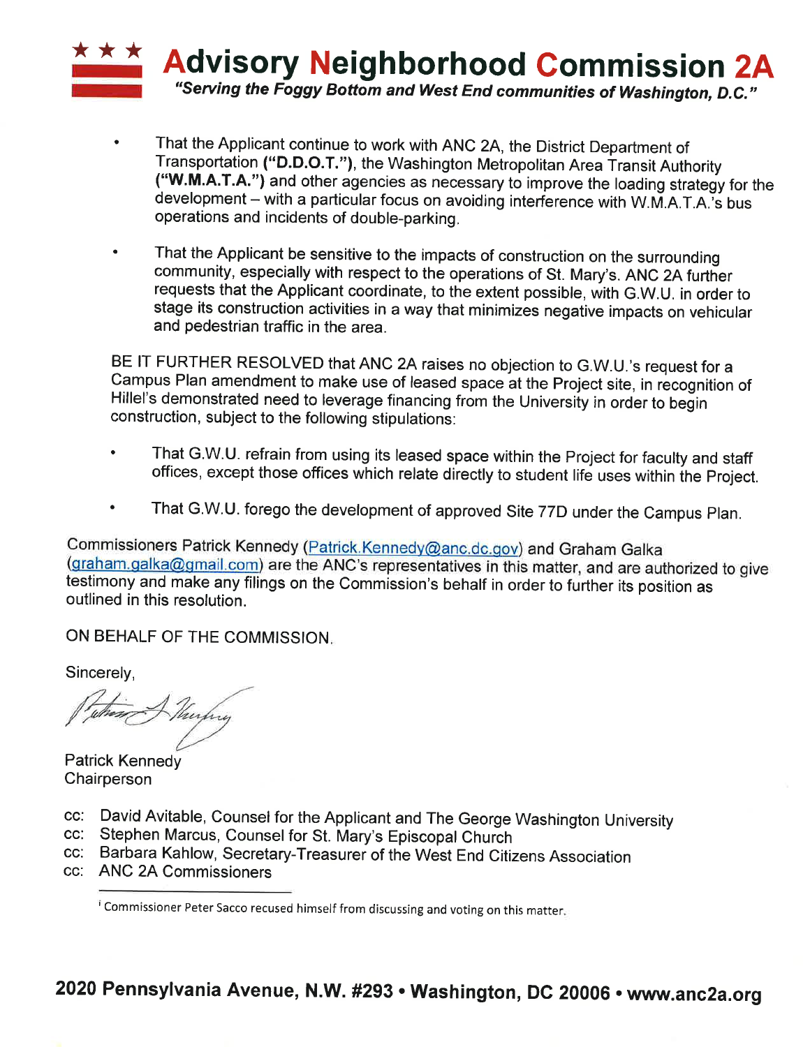- That the Applicant continue to work with ANC 2A, the District Department of Transportation **("D.D.O.T.")**, the Washington Metropolitan Area Transit Authority **("W.M.A.T.A.")** and other agencies as necessary to improve the loading strategy for the development – with a particular focus on avoiding interference with W.M.A.T.A.'s bus operations and incidents of double-parking.

- That the Applicant be sensitive to the impacts of construction on the surrounding community, especially with respect to the operations of St. Mary's. ANC 2A further requests that the Applicant coordinate, to the extent possible, with G.W.U. in order to stage its construction activities in a way that minimizes negative impacts on vehicular and pedestrian traffic in the area.

BE IT FURTHER RESOLVED that ANC 2A raises no objection to G.W.U.'s request for a Campus Plan amendment to make use of leased space at the Project site, in recognition of Hillel's demonstrated need to leverage financing from the University in order to begin construction, subject to the following stipulations:

- That G.W.U. refrain from using its leased space within the Project for faculty and staff offices, except those offices which relate directly to student life uses within the Project.

- That G.W.U. forego the development of approved Site 77D under the Campus Plan.

Commissioners Patrick Kennedy (Patrick.Kennedy@anc.dc.gov) and Graham Galka (graham.galka@gmail.com) are the ANC's representatives in this matter, and are authorized to give testimony and make any filings on the Commission's behalf in order to further its position as outlined in this resolution.

ON BEHALF OF THE COMMISSION.

Sincerely,

Patrick Kennedy
Chairperson

cc: David Avitable, Counsel for the Applicant and The George Washington University
cc: Stephen Marcus, Counsel for St. Mary's Episcopal Church
cc: Barbara Kahlow, Secretary-Treasurer of the West End Citizens Association
cc: ANC 2A Commissioners

---

[i] Commissioner Peter Sacco recused himself from discussing and voting on this matter.